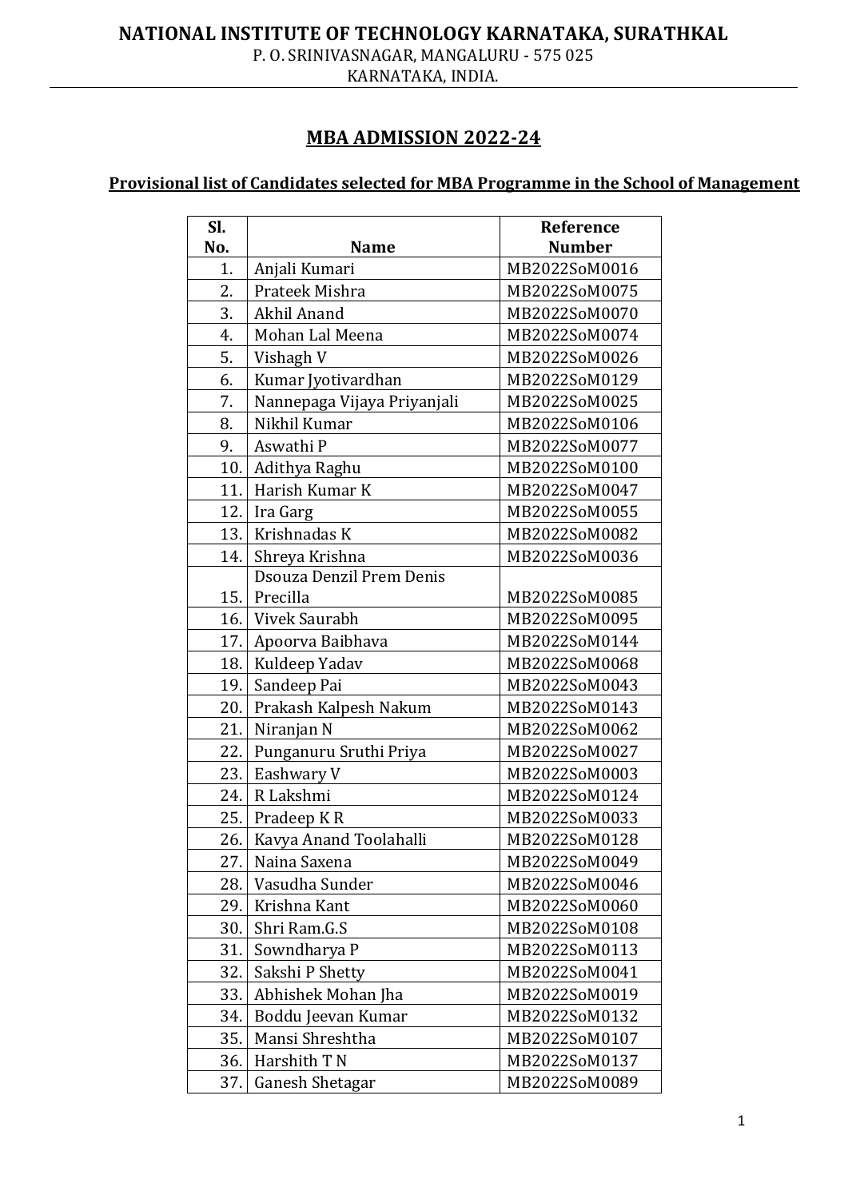# NATIONAL INSTITUTE OF TECHNOLOGY KARNATAKA, SURATHKAL

P. O. SRINIVASNAGAR, MANGALURU - 575 025
KARNATAKA, INDIA.

## MBA ADMISSION 2022-24

### Provisional list of Candidates selected for MBA Programme in the School of Management

| Sl. No. | Name | Reference Number |
|---|---|---|
| 1. | Anjali Kumari | MB2022SoM0016 |
| 2. | Prateek Mishra | MB2022SoM0075 |
| 3. | Akhil Anand | MB2022SoM0070 |
| 4. | Mohan Lal Meena | MB2022SoM0074 |
| 5. | Vishagh V | MB2022SoM0026 |
| 6. | Kumar Jyotivardhan | MB2022SoM0129 |
| 7. | Nannepaga Vijaya Priyanjali | MB2022SoM0025 |
| 8. | Nikhil Kumar | MB2022SoM0106 |
| 9. | Aswathi P | MB2022SoM0077 |
| 10. | Adithya Raghu | MB2022SoM0100 |
| 11. | Harish Kumar K | MB2022SoM0047 |
| 12. | Ira Garg | MB2022SoM0055 |
| 13. | Krishnadas K | MB2022SoM0082 |
| 14. | Shreya Krishna | MB2022SoM0036 |
| 15. | Dsouza Denzil Prem Denis Precilla | MB2022SoM0085 |
| 16. | Vivek Saurabh | MB2022SoM0095 |
| 17. | Apoorva Baibhava | MB2022SoM0144 |
| 18. | Kuldeep Yadav | MB2022SoM0068 |
| 19. | Sandeep Pai | MB2022SoM0043 |
| 20. | Prakash Kalpesh Nakum | MB2022SoM0143 |
| 21. | Niranjan N | MB2022SoM0062 |
| 22. | Punganuru Sruthi Priya | MB2022SoM0027 |
| 23. | Eashwary V | MB2022SoM0003 |
| 24. | R Lakshmi | MB2022SoM0124 |
| 25. | Pradeep K R | MB2022SoM0033 |
| 26. | Kavya Anand Toolahalli | MB2022SoM0128 |
| 27. | Naina Saxena | MB2022SoM0049 |
| 28. | Vasudha Sunder | MB2022SoM0046 |
| 29. | Krishna Kant | MB2022SoM0060 |
| 30. | Shri Ram.G.S | MB2022SoM0108 |
| 31. | Sowndharya P | MB2022SoM0113 |
| 32. | Sakshi P Shetty | MB2022SoM0041 |
| 33. | Abhishek Mohan Jha | MB2022SoM0019 |
| 34. | Boddu Jeevan Kumar | MB2022SoM0132 |
| 35. | Mansi Shreshtha | MB2022SoM0107 |
| 36. | Harshith T N | MB2022SoM0137 |
| 37. | Ganesh Shetagar | MB2022SoM0089 |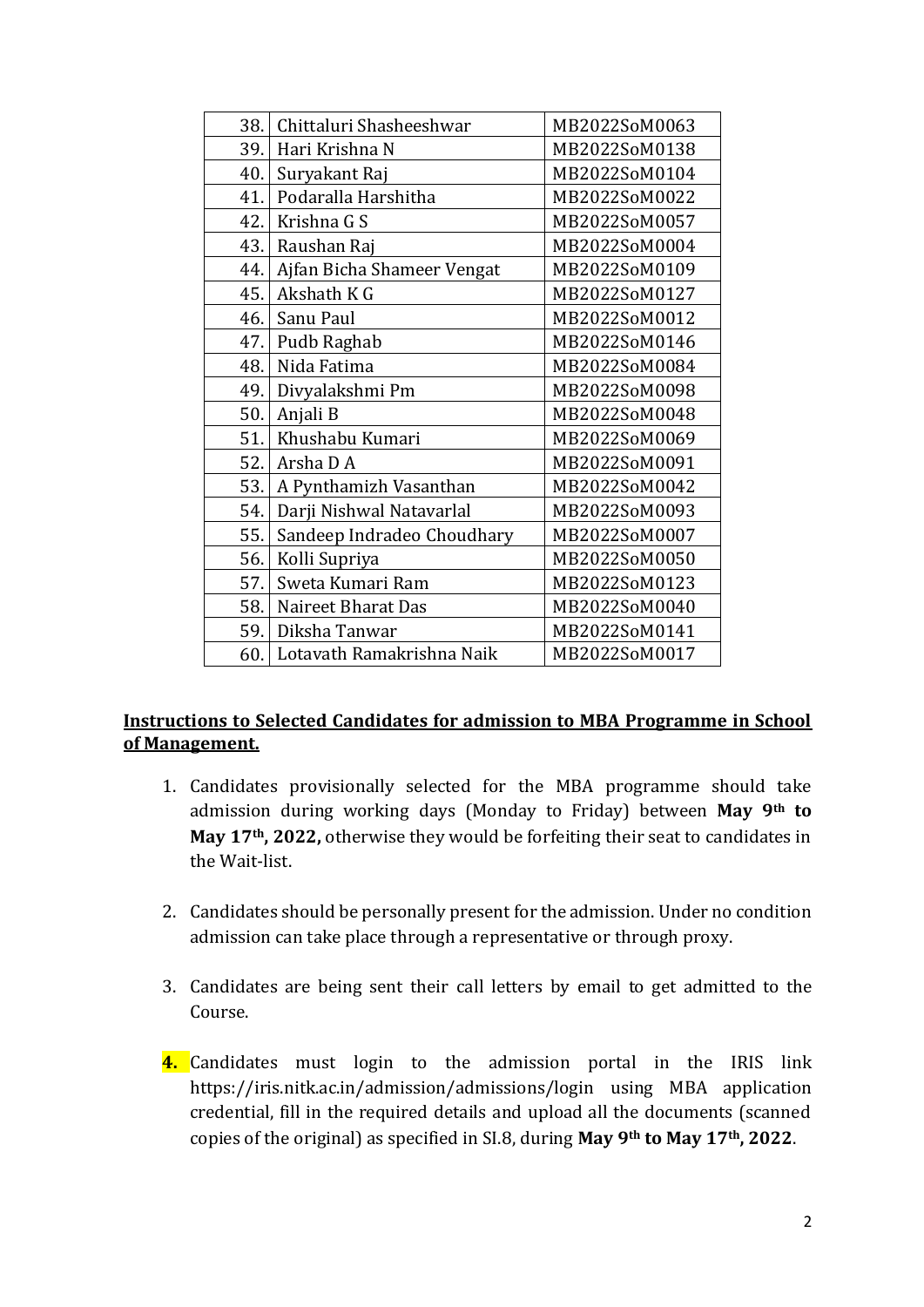| | | |
|---|---|---|
| 38. | Chittaluri Shasheeshwar | MB2022SoM0063 |
| 39. | Hari Krishna N | MB2022SoM0138 |
| 40. | Suryakant Raj | MB2022SoM0104 |
| 41. | Podaralla Harshitha | MB2022SoM0022 |
| 42. | Krishna G S | MB2022SoM0057 |
| 43. | Raushan Raj | MB2022SoM0004 |
| 44. | Ajfan Bicha Shameer Vengat | MB2022SoM0109 |
| 45. | Akshath K G | MB2022SoM0127 |
| 46. | Sanu Paul | MB2022SoM0012 |
| 47. | Pudb Raghab | MB2022SoM0146 |
| 48. | Nida Fatima | MB2022SoM0084 |
| 49. | Divyalakshmi Pm | MB2022SoM0098 |
| 50. | Anjali B | MB2022SoM0048 |
| 51. | Khushabu Kumari | MB2022SoM0069 |
| 52. | Arsha D A | MB2022SoM0091 |
| 53. | A Pynthamizh Vasanthan | MB2022SoM0042 |
| 54. | Darji Nishwal Natavarlal | MB2022SoM0093 |
| 55. | Sandeep Indradeo Choudhary | MB2022SoM0007 |
| 56. | Kolli Supriya | MB2022SoM0050 |
| 57. | Sweta Kumari Ram | MB2022SoM0123 |
| 58. | Naireet Bharat Das | MB2022SoM0040 |
| 59. | Diksha Tanwar | MB2022SoM0141 |
| 60. | Lotavath Ramakrishna Naik | MB2022SoM0017 |

**Instructions to Selected Candidates for admission to MBA Programme in School of Management.**

1. Candidates provisionally selected for the MBA programme should take admission during working days (Monday to Friday) between **May 9th to May 17th, 2022,** otherwise they would be forfeiting their seat to candidates in the Wait-list.

2. Candidates should be personally present for the admission. Under no condition admission can take place through a representative or through proxy.

3. Candidates are being sent their call letters by email to get admitted to the Course.

4. Candidates must login to the admission portal in the IRIS link https://iris.nitk.ac.in/admission/admissions/login using MBA application credential, fill in the required details and upload all the documents (scanned copies of the original) as specified in SI.8, during **May 9th to May 17th, 2022**.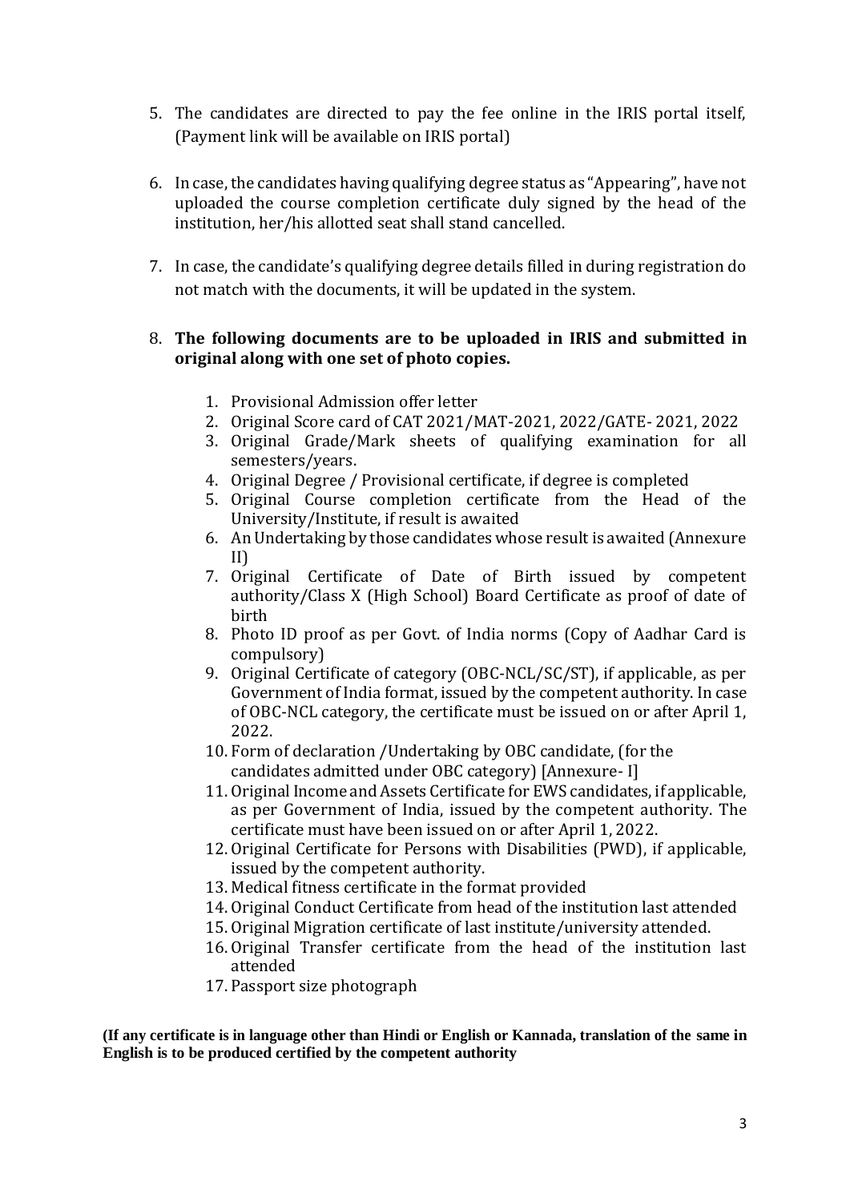5. The candidates are directed to pay the fee online in the IRIS portal itself, (Payment link will be available on IRIS portal)

6. In case, the candidates having qualifying degree status as "Appearing", have not uploaded the course completion certificate duly signed by the head of the institution, her/his allotted seat shall stand cancelled.

7. In case, the candidate's qualifying degree details filled in during registration do not match with the documents, it will be updated in the system.

8. **The following documents are to be uploaded in IRIS and submitted in original along with one set of photo copies.**

    1. Provisional Admission offer letter
    2. Original Score card of CAT 2021/MAT-2021, 2022/GATE- 2021, 2022
    3. Original Grade/Mark sheets of qualifying examination for all semesters/years.
    4. Original Degree / Provisional certificate, if degree is completed
    5. Original Course completion certificate from the Head of the University/Institute, if result is awaited
    6. An Undertaking by those candidates whose result is awaited (Annexure II)
    7. Original Certificate of Date of Birth issued by competent authority/Class X (High School) Board Certificate as proof of date of birth
    8. Photo ID proof as per Govt. of India norms (Copy of Aadhar Card is compulsory)
    9. Original Certificate of category (OBC-NCL/SC/ST), if applicable, as per Government of India format, issued by the competent authority. In case of OBC-NCL category, the certificate must be issued on or after April 1, 2022.
    10. Form of declaration /Undertaking by OBC candidate, (for the candidates admitted under OBC category) [Annexure- I]
    11. Original Income and Assets Certificate for EWS candidates, if applicable, as per Government of India, issued by the competent authority. The certificate must have been issued on or after April 1, 2022.
    12. Original Certificate for Persons with Disabilities (PWD), if applicable, issued by the competent authority.
    13. Medical fitness certificate in the format provided
    14. Original Conduct Certificate from head of the institution last attended
    15. Original Migration certificate of last institute/university attended.
    16. Original Transfer certificate from the head of the institution last attended
    17. Passport size photograph

**(If any certificate is in language other than Hindi or English or Kannada, translation of the same in English is to be produced certified by the competent authority**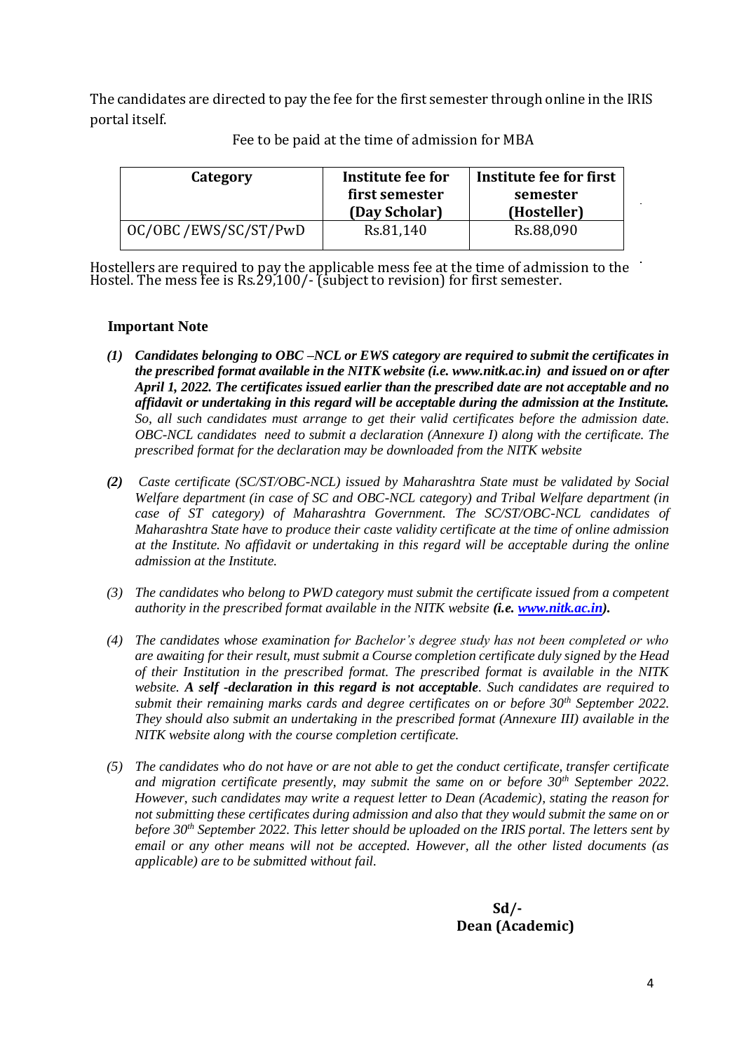The candidates are directed to pay the fee for the first semester through online in the IRIS portal itself.

Fee to be paid at the time of admission for MBA

| Category | Institute fee for first semester (Day Scholar) | Institute fee for first semester (Hosteller) |
|---|---|---|
| OC/OBC /EWS/SC/ST/PwD | Rs.81,140 | Rs.88,090 |

Hostellers are required to pay the applicable mess fee at the time of admission to the Hostel. The mess fee is Rs.29,100/- (subject to revision) for first semester.

**Important Note**

*(1)* ***Candidates belonging to OBC –NCL or EWS category are required to submit the certificates in the prescribed format available in the NITK website (i.e. www.nitk.ac.in) and issued on or after April 1, 2022. The certificates issued earlier than the prescribed date are not acceptable and no affidavit or undertaking in this regard will be acceptable during the admission at the Institute.*** *So, all such candidates must arrange to get their valid certificates before the admission date. OBC-NCL candidates need to submit a declaration (Annexure I) along with the certificate. The prescribed format for the declaration may be downloaded from the NITK website*

***(2)*** *Caste certificate (SC/ST/OBC-NCL) issued by Maharashtra State must be validated by Social Welfare department (in case of SC and OBC-NCL category) and Tribal Welfare department (in case of ST category) of Maharashtra Government. The SC/ST/OBC-NCL candidates of Maharashtra State have to produce their caste validity certificate at the time of online admission at the Institute. No affidavit or undertaking in this regard will be acceptable during the online admission at the Institute.*

*(3) The candidates who belong to PWD category must submit the certificate issued from a competent authority in the prescribed format available in the NITK website **(i.e. www.nitk.ac.in).***

*(4) The candidates whose examination for Bachelor's degree study has not been completed or who are awaiting for their result, must submit a Course completion certificate duly signed by the Head of their Institution in the prescribed format. The prescribed format is available in the NITK website. **A self -declaration in this regard is not acceptable**. Such candidates are required to submit their remaining marks cards and degree certificates on or before 30th September 2022. They should also submit an undertaking in the prescribed format (Annexure III) available in the NITK website along with the course completion certificate.*

*(5) The candidates who do not have or are not able to get the conduct certificate, transfer certificate and migration certificate presently, may submit the same on or before 30th September 2022. However, such candidates may write a request letter to Dean (Academic), stating the reason for not submitting these certificates during admission and also that they would submit the same on or before 30th September 2022. This letter should be uploaded on the IRIS portal. The letters sent by email or any other means will not be accepted. However, all the other listed documents (as applicable) are to be submitted without fail.*

**Sd/-**
**Dean (Academic)**